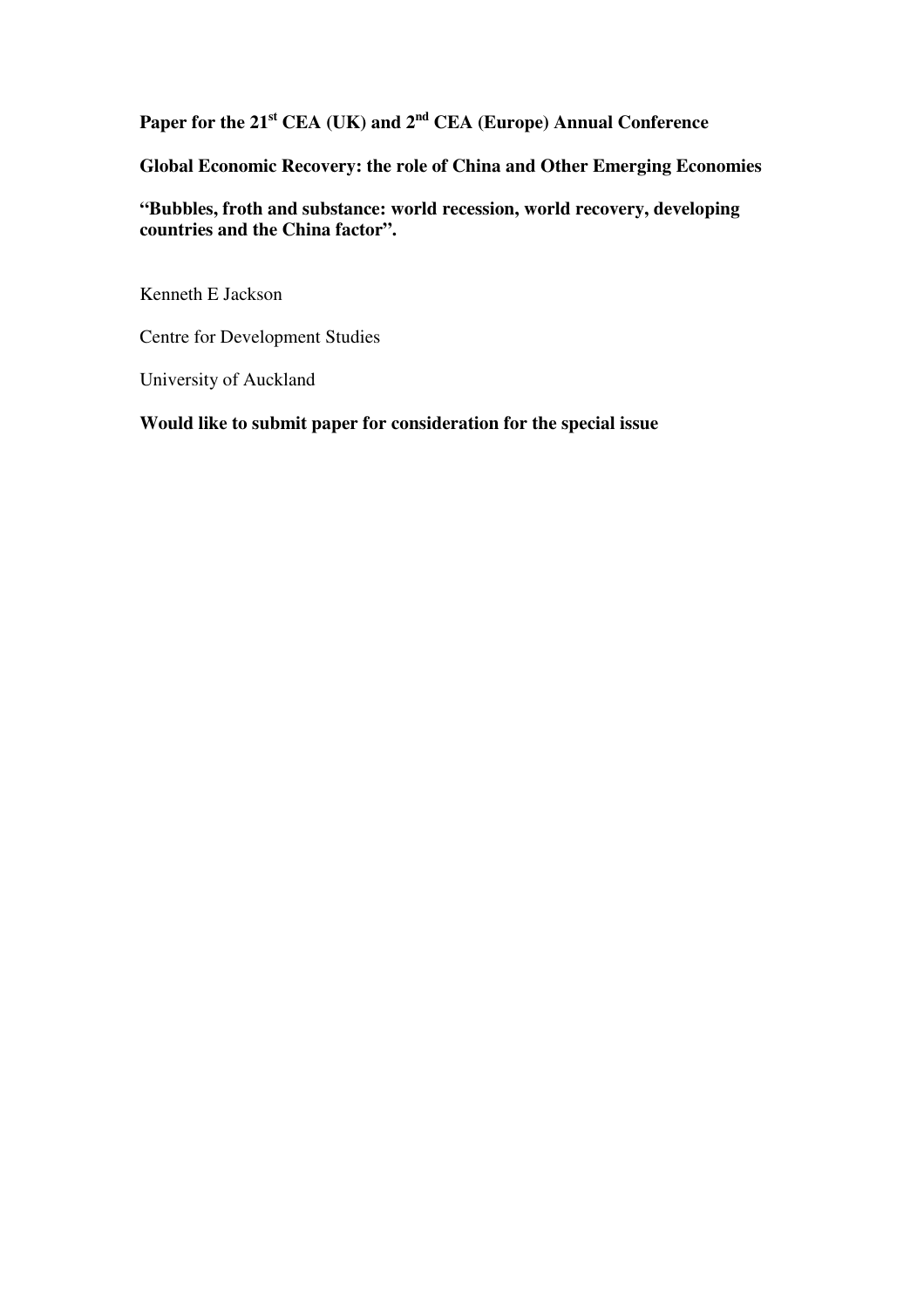**Paper for the 21st CEA (UK) and 2nd CEA (Europe) Annual Conference**

**Global Economic Recovery: the role of China and Other Emerging Economies**

**"Bubbles, froth and substance: world recession, world recovery, developing countries and the China factor".**

Kenneth E Jackson

Centre for Development Studies

University of Auckland

**Would like to submit paper for consideration for the special issue**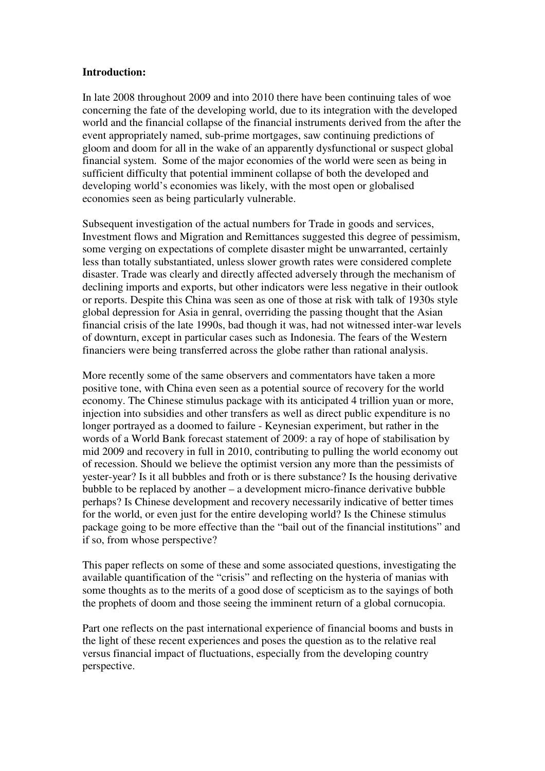**Introduction:**

In late 2008 throughout 2009 and into 2010 there have been continuing tales of woe concerning the fate of the developing world, due to its integration with the developed world and the financial collapse of the financial instruments derived from the after the event appropriately named, sub-prime mortgages, saw continuing predictions of gloom and doom for all in the wake of an apparently dysfunctional or suspect global financial system. Some of the major economies of the world were seen as being in sufficient difficulty that potential imminent collapse of both the developed and developing world's economies was likely, with the most open or globalised economies seen as being particularly vulnerable.

Subsequent investigation of the actual numbers for Trade in goods and services, Investment flows and Migration and Remittances suggested this degree of pessimism, some verging on expectations of complete disaster might be unwarranted, certainly less than totally substantiated, unless slower growth rates were considered complete disaster. Trade was clearly and directly affected adversely through the mechanism of declining imports and exports, but other indicators were less negative in their outlook or reports. Despite this China was seen as one of those at risk with talk of 1930s style global depression for Asia in genral, overriding the passing thought that the Asian financial crisis of the late 1990s, bad though it was, had not witnessed inter-war levels of downturn, except in particular cases such as Indonesia. The fears of the Western financiers were being transferred across the globe rather than rational analysis.

More recently some of the same observers and commentators have taken a more positive tone, with China even seen as a potential source of recovery for the world economy. The Chinese stimulus package with its anticipated 4 trillion yuan or more, injection into subsidies and other transfers as well as direct public expenditure is no longer portrayed as a doomed to failure - Keynesian experiment, but rather in the words of a World Bank forecast statement of 2009: a ray of hope of stabilisation by mid 2009 and recovery in full in 2010, contributing to pulling the world economy out of recession. Should we believe the optimist version any more than the pessimists of yester-year? Is it all bubbles and froth or is there substance? Is the housing derivative bubble to be replaced by another – a development micro-finance derivative bubble perhaps? Is Chinese development and recovery necessarily indicative of better times for the world, or even just for the entire developing world? Is the Chinese stimulus package going to be more effective than the "bail out of the financial institutions" and if so, from whose perspective?

This paper reflects on some of these and some associated questions, investigating the available quantification of the "crisis" and reflecting on the hysteria of manias with some thoughts as to the merits of a good dose of scepticism as to the sayings of both the prophets of doom and those seeing the imminent return of a global cornucopia.

Part one reflects on the past international experience of financial booms and busts in the light of these recent experiences and poses the question as to the relative real versus financial impact of fluctuations, especially from the developing country perspective.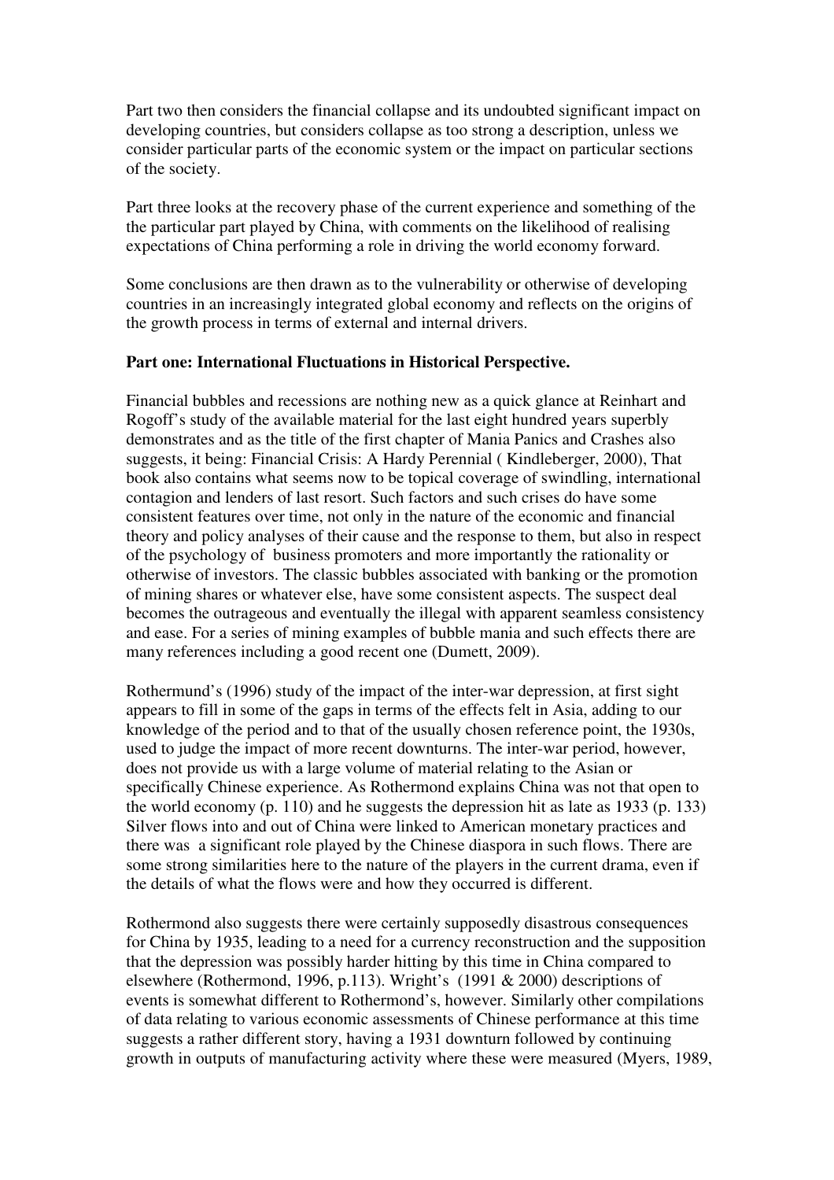Part two then considers the financial collapse and its undoubted significant impact on developing countries, but considers collapse as too strong a description, unless we consider particular parts of the economic system or the impact on particular sections of the society.

Part three looks at the recovery phase of the current experience and something of the the particular part played by China, with comments on the likelihood of realising expectations of China performing a role in driving the world economy forward.

Some conclusions are then drawn as to the vulnerability or otherwise of developing countries in an increasingly integrated global economy and reflects on the origins of the growth process in terms of external and internal drivers.

**Part one: International Fluctuations in Historical Perspective.**

Financial bubbles and recessions are nothing new as a quick glance at Reinhart and Rogoff's study of the available material for the last eight hundred years superbly demonstrates and as the title of the first chapter of Mania Panics and Crashes also suggests, it being: Financial Crisis: A Hardy Perennial ( Kindleberger, 2000), That book also contains what seems now to be topical coverage of swindling, international contagion and lenders of last resort. Such factors and such crises do have some consistent features over time, not only in the nature of the economic and financial theory and policy analyses of their cause and the response to them, but also in respect of the psychology of business promoters and more importantly the rationality or otherwise of investors. The classic bubbles associated with banking or the promotion of mining shares or whatever else, have some consistent aspects. The suspect deal becomes the outrageous and eventually the illegal with apparent seamless consistency and ease. For a series of mining examples of bubble mania and such effects there are many references including a good recent one (Dumett, 2009).

Rothermund's (1996) study of the impact of the inter-war depression, at first sight appears to fill in some of the gaps in terms of the effects felt in Asia, adding to our knowledge of the period and to that of the usually chosen reference point, the 1930s, used to judge the impact of more recent downturns. The inter-war period, however, does not provide us with a large volume of material relating to the Asian or specifically Chinese experience. As Rothermond explains China was not that open to the world economy (p. 110) and he suggests the depression hit as late as 1933 (p. 133) Silver flows into and out of China were linked to American monetary practices and there was a significant role played by the Chinese diaspora in such flows. There are some strong similarities here to the nature of the players in the current drama, even if the details of what the flows were and how they occurred is different.

Rothermond also suggests there were certainly supposedly disastrous consequences for China by 1935, leading to a need for a currency reconstruction and the supposition that the depression was possibly harder hitting by this time in China compared to elsewhere (Rothermond, 1996, p.113). Wright's (1991 & 2000) descriptions of events is somewhat different to Rothermond's, however. Similarly other compilations of data relating to various economic assessments of Chinese performance at this time suggests a rather different story, having a 1931 downturn followed by continuing growth in outputs of manufacturing activity where these were measured (Myers, 1989,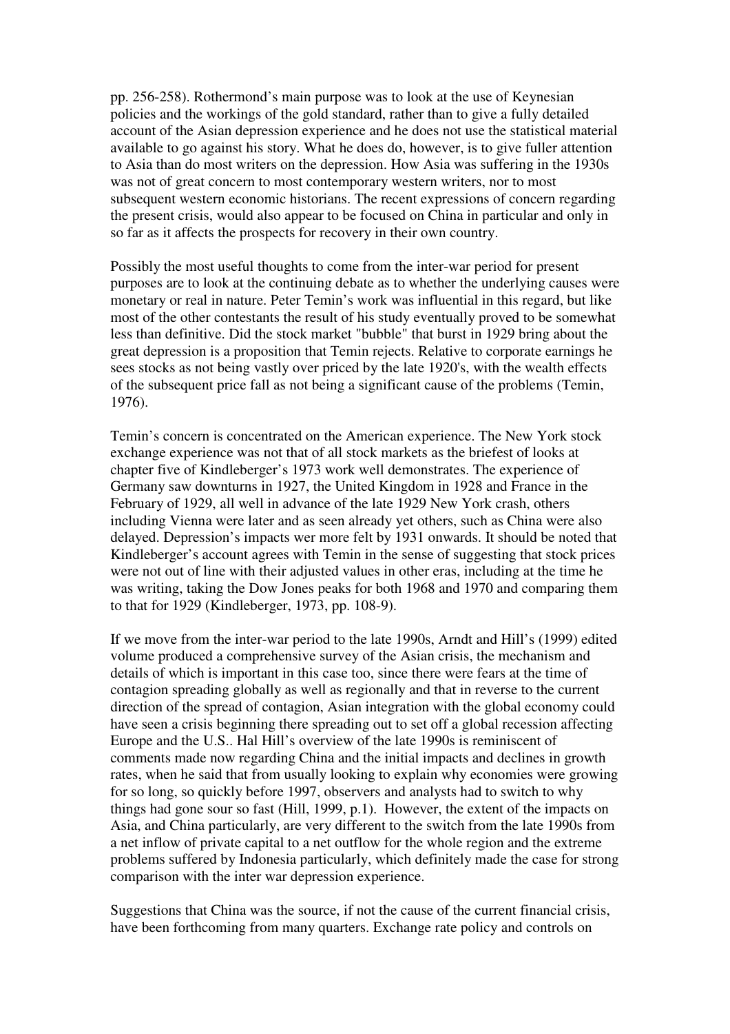pp. 256-258). Rothermond's main purpose was to look at the use of Keynesian policies and the workings of the gold standard, rather than to give a fully detailed account of the Asian depression experience and he does not use the statistical material available to go against his story. What he does do, however, is to give fuller attention to Asia than do most writers on the depression. How Asia was suffering in the 1930s was not of great concern to most contemporary western writers, nor to most subsequent western economic historians. The recent expressions of concern regarding the present crisis, would also appear to be focused on China in particular and only in so far as it affects the prospects for recovery in their own country.

Possibly the most useful thoughts to come from the inter-war period for present purposes are to look at the continuing debate as to whether the underlying causes were monetary or real in nature. Peter Temin's work was influential in this regard, but like most of the other contestants the result of his study eventually proved to be somewhat less than definitive. Did the stock market "bubble" that burst in 1929 bring about the great depression is a proposition that Temin rejects. Relative to corporate earnings he sees stocks as not being vastly over priced by the late 1920's, with the wealth effects of the subsequent price fall as not being a significant cause of the problems (Temin, 1976).

Temin's concern is concentrated on the American experience. The New York stock exchange experience was not that of all stock markets as the briefest of looks at chapter five of Kindleberger's 1973 work well demonstrates. The experience of Germany saw downturns in 1927, the United Kingdom in 1928 and France in the February of 1929, all well in advance of the late 1929 New York crash, others including Vienna were later and as seen already yet others, such as China were also delayed. Depression's impacts wer more felt by 1931 onwards. It should be noted that Kindleberger's account agrees with Temin in the sense of suggesting that stock prices were not out of line with their adjusted values in other eras, including at the time he was writing, taking the Dow Jones peaks for both 1968 and 1970 and comparing them to that for 1929 (Kindleberger, 1973, pp. 108-9).

If we move from the inter-war period to the late 1990s, Arndt and Hill's (1999) edited volume produced a comprehensive survey of the Asian crisis, the mechanism and details of which is important in this case too, since there were fears at the time of contagion spreading globally as well as regionally and that in reverse to the current direction of the spread of contagion, Asian integration with the global economy could have seen a crisis beginning there spreading out to set off a global recession affecting Europe and the U.S.. Hal Hill's overview of the late 1990s is reminiscent of comments made now regarding China and the initial impacts and declines in growth rates, when he said that from usually looking to explain why economies were growing for so long, so quickly before 1997, observers and analysts had to switch to why things had gone sour so fast (Hill, 1999, p.1). However, the extent of the impacts on Asia, and China particularly, are very different to the switch from the late 1990s from a net inflow of private capital to a net outflow for the whole region and the extreme problems suffered by Indonesia particularly, which definitely made the case for strong comparison with the inter war depression experience.

Suggestions that China was the source, if not the cause of the current financial crisis, have been forthcoming from many quarters. Exchange rate policy and controls on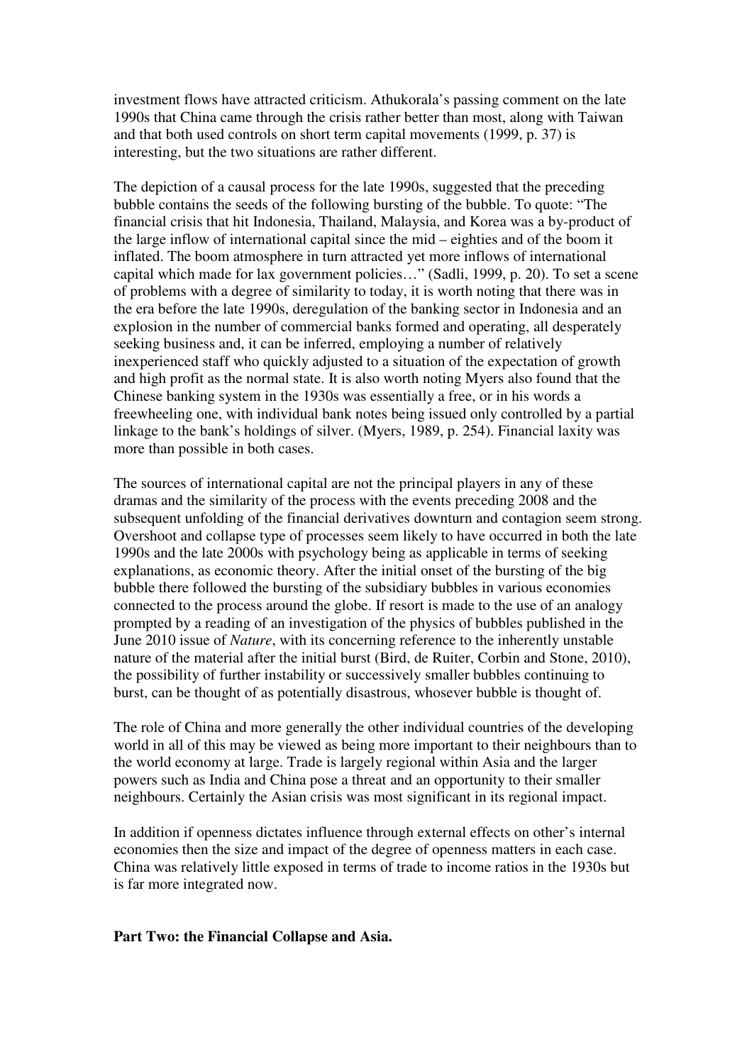investment flows have attracted criticism. Athukorala's passing comment on the late 1990s that China came through the crisis rather better than most, along with Taiwan and that both used controls on short term capital movements (1999, p. 37) is interesting, but the two situations are rather different.

The depiction of a causal process for the late 1990s, suggested that the preceding bubble contains the seeds of the following bursting of the bubble. To quote: "The financial crisis that hit Indonesia, Thailand, Malaysia, and Korea was a by-product of the large inflow of international capital since the mid – eighties and of the boom it inflated. The boom atmosphere in turn attracted yet more inflows of international capital which made for lax government policies…" (Sadli, 1999, p. 20). To set a scene of problems with a degree of similarity to today, it is worth noting that there was in the era before the late 1990s, deregulation of the banking sector in Indonesia and an explosion in the number of commercial banks formed and operating, all desperately seeking business and, it can be inferred, employing a number of relatively inexperienced staff who quickly adjusted to a situation of the expectation of growth and high profit as the normal state. It is also worth noting Myers also found that the Chinese banking system in the 1930s was essentially a free, or in his words a freewheeling one, with individual bank notes being issued only controlled by a partial linkage to the bank's holdings of silver. (Myers, 1989, p. 254). Financial laxity was more than possible in both cases.

The sources of international capital are not the principal players in any of these dramas and the similarity of the process with the events preceding 2008 and the subsequent unfolding of the financial derivatives downturn and contagion seem strong. Overshoot and collapse type of processes seem likely to have occurred in both the late 1990s and the late 2000s with psychology being as applicable in terms of seeking explanations, as economic theory. After the initial onset of the bursting of the big bubble there followed the bursting of the subsidiary bubbles in various economies connected to the process around the globe. If resort is made to the use of an analogy prompted by a reading of an investigation of the physics of bubbles published in the June 2010 issue of *Nature*, with its concerning reference to the inherently unstable nature of the material after the initial burst (Bird, de Ruiter, Corbin and Stone, 2010), the possibility of further instability or successively smaller bubbles continuing to burst, can be thought of as potentially disastrous, whosever bubble is thought of.

The role of China and more generally the other individual countries of the developing world in all of this may be viewed as being more important to their neighbours than to the world economy at large. Trade is largely regional within Asia and the larger powers such as India and China pose a threat and an opportunity to their smaller neighbours. Certainly the Asian crisis was most significant in its regional impact.

In addition if openness dictates influence through external effects on other's internal economies then the size and impact of the degree of openness matters in each case. China was relatively little exposed in terms of trade to income ratios in the 1930s but is far more integrated now.

## Part Two: the Financial Collapse and Asia.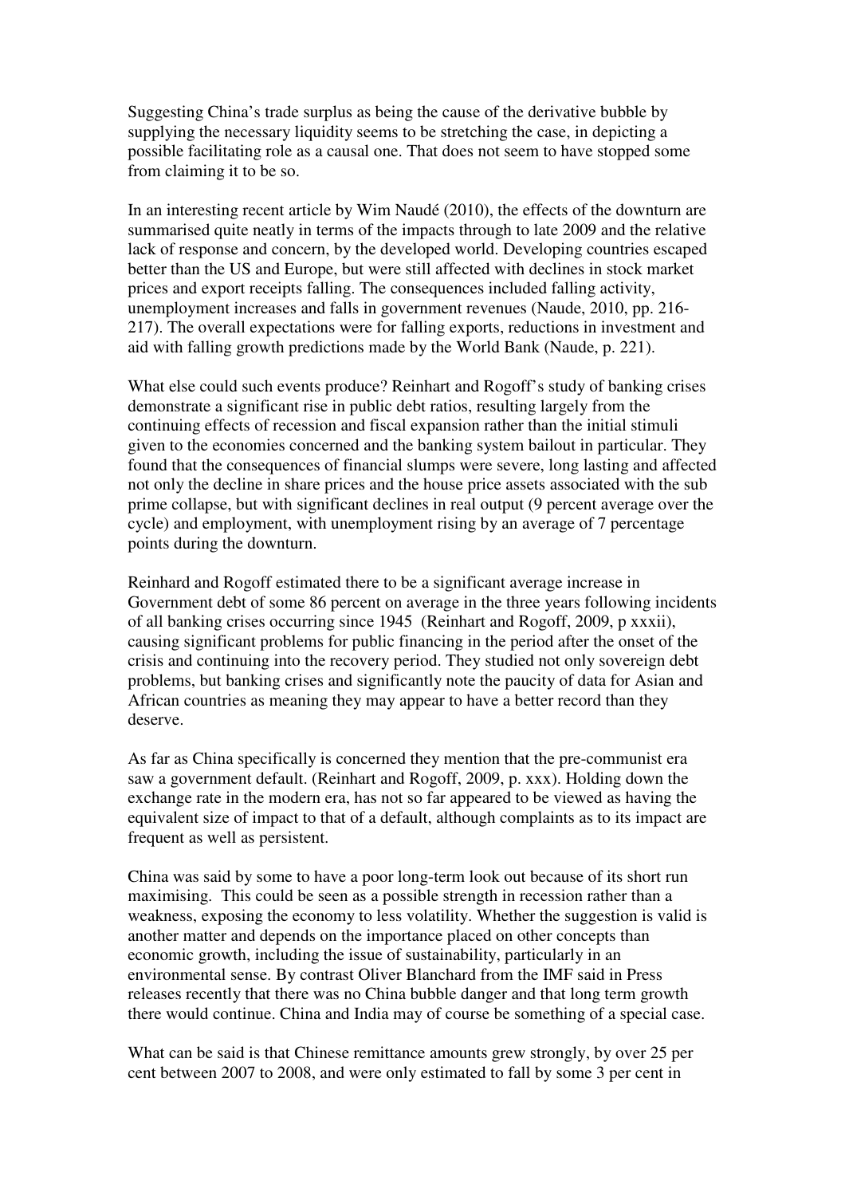Suggesting China's trade surplus as being the cause of the derivative bubble by supplying the necessary liquidity seems to be stretching the case, in depicting a possible facilitating role as a causal one. That does not seem to have stopped some from claiming it to be so.

In an interesting recent article by Wim Naudé (2010), the effects of the downturn are summarised quite neatly in terms of the impacts through to late 2009 and the relative lack of response and concern, by the developed world. Developing countries escaped better than the US and Europe, but were still affected with declines in stock market prices and export receipts falling. The consequences included falling activity, unemployment increases and falls in government revenues (Naude, 2010, pp. 216-217). The overall expectations were for falling exports, reductions in investment and aid with falling growth predictions made by the World Bank (Naude, p. 221).

What else could such events produce? Reinhart and Rogoff's study of banking crises demonstrate a significant rise in public debt ratios, resulting largely from the continuing effects of recession and fiscal expansion rather than the initial stimuli given to the economies concerned and the banking system bailout in particular. They found that the consequences of financial slumps were severe, long lasting and affected not only the decline in share prices and the house price assets associated with the sub prime collapse, but with significant declines in real output (9 percent average over the cycle) and employment, with unemployment rising by an average of 7 percentage points during the downturn.

Reinhard and Rogoff estimated there to be a significant average increase in Government debt of some 86 percent on average in the three years following incidents of all banking crises occurring since 1945 (Reinhart and Rogoff, 2009, p xxxii), causing significant problems for public financing in the period after the onset of the crisis and continuing into the recovery period. They studied not only sovereign debt problems, but banking crises and significantly note the paucity of data for Asian and African countries as meaning they may appear to have a better record than they deserve.

As far as China specifically is concerned they mention that the pre-communist era saw a government default. (Reinhart and Rogoff, 2009, p. xxx). Holding down the exchange rate in the modern era, has not so far appeared to be viewed as having the equivalent size of impact to that of a default, although complaints as to its impact are frequent as well as persistent.

China was said by some to have a poor long-term look out because of its short run maximising. This could be seen as a possible strength in recession rather than a weakness, exposing the economy to less volatility. Whether the suggestion is valid is another matter and depends on the importance placed on other concepts than economic growth, including the issue of sustainability, particularly in an environmental sense. By contrast Oliver Blanchard from the IMF said in Press releases recently that there was no China bubble danger and that long term growth there would continue. China and India may of course be something of a special case.

What can be said is that Chinese remittance amounts grew strongly, by over 25 per cent between 2007 to 2008, and were only estimated to fall by some 3 per cent in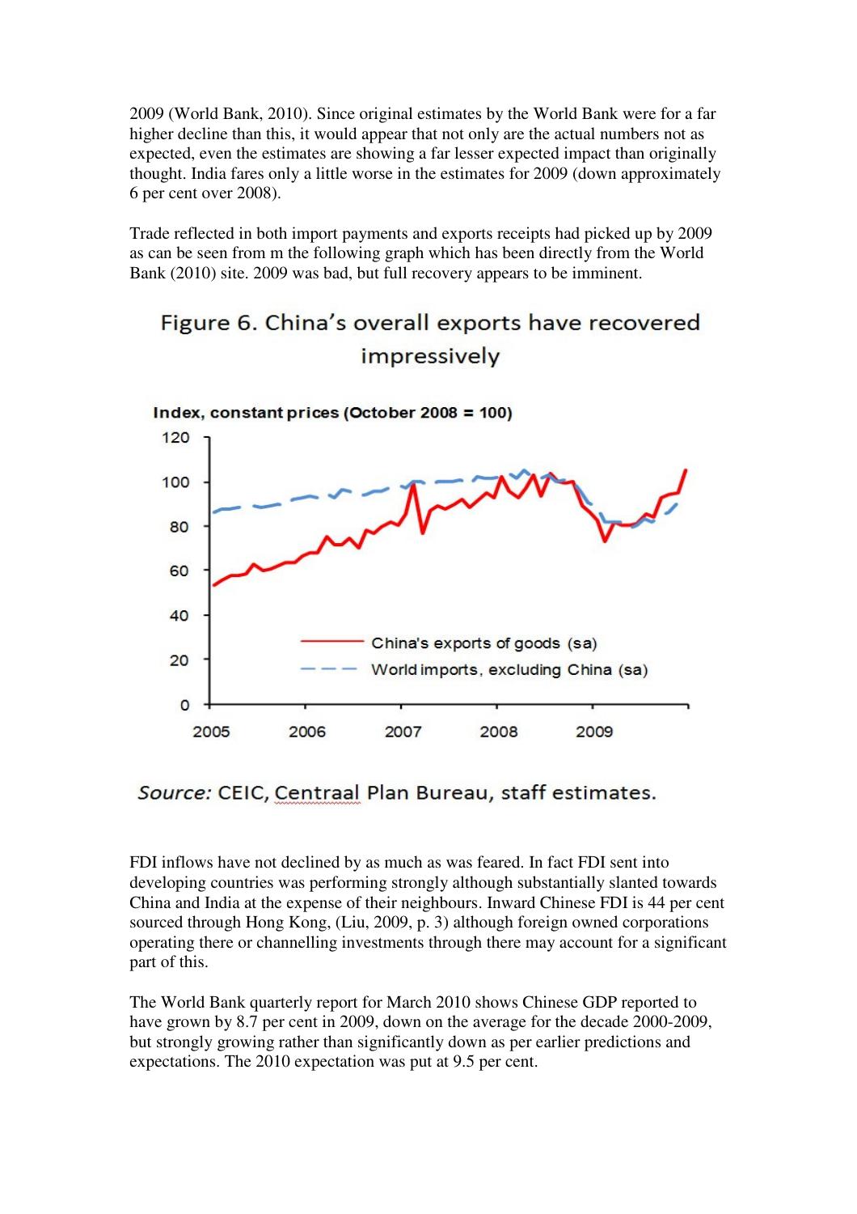2009 (World Bank, 2010). Since original estimates by the World Bank were for a far higher decline than this, it would appear that not only are the actual numbers not as expected, even the estimates are showing a far lesser expected impact than originally thought. India fares only a little worse in the estimates for 2009 (down approximately 6 per cent over 2008).

Trade reflected in both import payments and exports receipts had picked up by 2009 as can be seen from m the following graph which has been directly from the World Bank (2010) site. 2009 was bad, but full recovery appears to be imminent.

Figure 6. China's overall exports have recovered impressively

Index, constant prices (October 2008 = 100)

China's exports of goods (sa)

World imports, excluding China (sa)

*Source:* CEIC, Centraal Plan Bureau, staff estimates.

FDI inflows have not declined by as much as was feared. In fact FDI sent into developing countries was performing strongly although substantially slanted towards China and India at the expense of their neighbours. Inward Chinese FDI is 44 per cent sourced through Hong Kong, (Liu, 2009, p. 3) although foreign owned corporations operating there or channelling investments through there may account for a significant part of this.

The World Bank quarterly report for March 2010 shows Chinese GDP reported to have grown by 8.7 per cent in 2009, down on the average for the decade 2000-2009, but strongly growing rather than significantly down as per earlier predictions and expectations. The 2010 expectation was put at 9.5 per cent.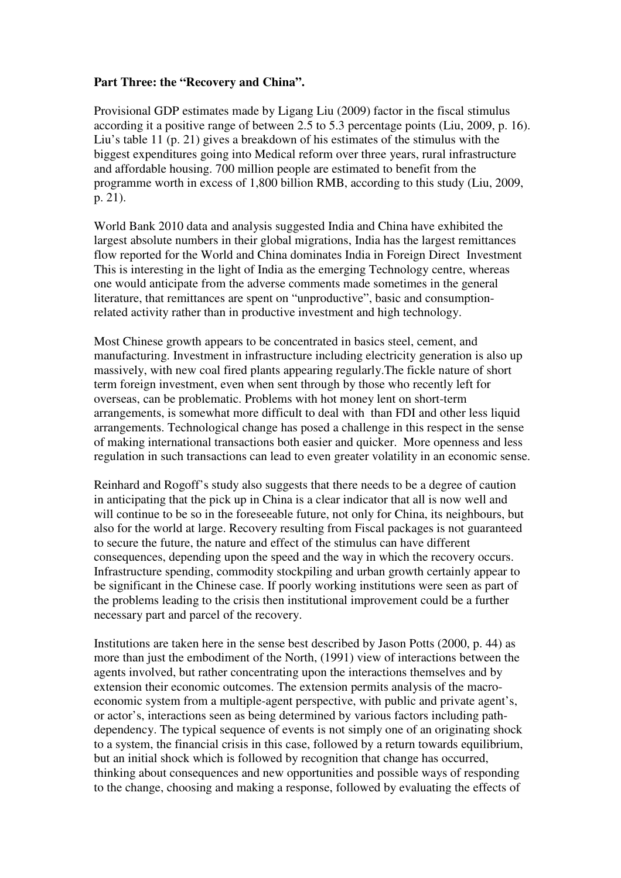**Part Three: the "Recovery and China".**

Provisional GDP estimates made by Ligang Liu (2009) factor in the fiscal stimulus according it a positive range of between 2.5 to 5.3 percentage points (Liu, 2009, p. 16). Liu's table 11 (p. 21) gives a breakdown of his estimates of the stimulus with the biggest expenditures going into Medical reform over three years, rural infrastructure and affordable housing. 700 million people are estimated to benefit from the programme worth in excess of 1,800 billion RMB, according to this study (Liu, 2009, p. 21).

World Bank 2010 data and analysis suggested India and China have exhibited the largest absolute numbers in their global migrations, India has the largest remittances flow reported for the World and China dominates India in Foreign Direct Investment This is interesting in the light of India as the emerging Technology centre, whereas one would anticipate from the adverse comments made sometimes in the general literature, that remittances are spent on "unproductive", basic and consumption-related activity rather than in productive investment and high technology.

Most Chinese growth appears to be concentrated in basics steel, cement, and manufacturing. Investment in infrastructure including electricity generation is also up massively, with new coal fired plants appearing regularly.The fickle nature of short term foreign investment, even when sent through by those who recently left for overseas, can be problematic. Problems with hot money lent on short-term arrangements, is somewhat more difficult to deal with than FDI and other less liquid arrangements. Technological change has posed a challenge in this respect in the sense of making international transactions both easier and quicker. More openness and less regulation in such transactions can lead to even greater volatility in an economic sense.

Reinhard and Rogoff's study also suggests that there needs to be a degree of caution in anticipating that the pick up in China is a clear indicator that all is now well and will continue to be so in the foreseeable future, not only for China, its neighbours, but also for the world at large. Recovery resulting from Fiscal packages is not guaranteed to secure the future, the nature and effect of the stimulus can have different consequences, depending upon the speed and the way in which the recovery occurs. Infrastructure spending, commodity stockpiling and urban growth certainly appear to be significant in the Chinese case. If poorly working institutions were seen as part of the problems leading to the crisis then institutional improvement could be a further necessary part and parcel of the recovery.

Institutions are taken here in the sense best described by Jason Potts (2000, p. 44) as more than just the embodiment of the North, (1991) view of interactions between the agents involved, but rather concentrating upon the interactions themselves and by extension their economic outcomes. The extension permits analysis of the macro-economic system from a multiple-agent perspective, with public and private agent's, or actor's, interactions seen as being determined by various factors including path-dependency. The typical sequence of events is not simply one of an originating shock to a system, the financial crisis in this case, followed by a return towards equilibrium, but an initial shock which is followed by recognition that change has occurred, thinking about consequences and new opportunities and possible ways of responding to the change, choosing and making a response, followed by evaluating the effects of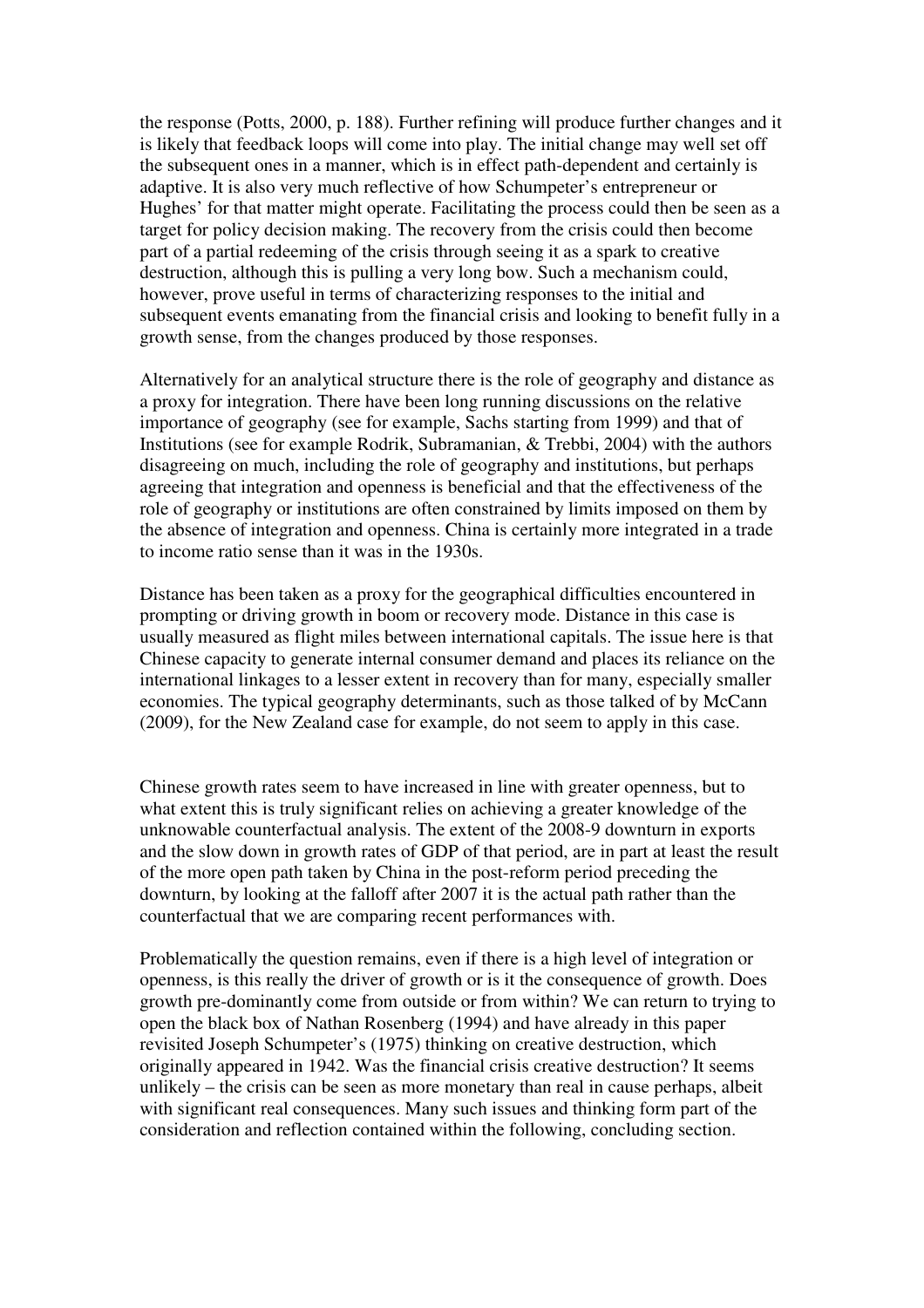the response (Potts, 2000, p. 188). Further refining will produce further changes and it is likely that feedback loops will come into play. The initial change may well set off the subsequent ones in a manner, which is in effect path-dependent and certainly is adaptive. It is also very much reflective of how Schumpeter's entrepreneur or Hughes' for that matter might operate. Facilitating the process could then be seen as a target for policy decision making. The recovery from the crisis could then become part of a partial redeeming of the crisis through seeing it as a spark to creative destruction, although this is pulling a very long bow. Such a mechanism could, however, prove useful in terms of characterizing responses to the initial and subsequent events emanating from the financial crisis and looking to benefit fully in a growth sense, from the changes produced by those responses.

Alternatively for an analytical structure there is the role of geography and distance as a proxy for integration. There have been long running discussions on the relative importance of geography (see for example, Sachs starting from 1999) and that of Institutions (see for example Rodrik, Subramanian, & Trebbi, 2004) with the authors disagreeing on much, including the role of geography and institutions, but perhaps agreeing that integration and openness is beneficial and that the effectiveness of the role of geography or institutions are often constrained by limits imposed on them by the absence of integration and openness. China is certainly more integrated in a trade to income ratio sense than it was in the 1930s.

Distance has been taken as a proxy for the geographical difficulties encountered in prompting or driving growth in boom or recovery mode. Distance in this case is usually measured as flight miles between international capitals. The issue here is that Chinese capacity to generate internal consumer demand and places its reliance on the international linkages to a lesser extent in recovery than for many, especially smaller economies. The typical geography determinants, such as those talked of by McCann (2009), for the New Zealand case for example, do not seem to apply in this case.

Chinese growth rates seem to have increased in line with greater openness, but to what extent this is truly significant relies on achieving a greater knowledge of the unknowable counterfactual analysis. The extent of the 2008-9 downturn in exports and the slow down in growth rates of GDP of that period, are in part at least the result of the more open path taken by China in the post-reform period preceding the downturn, by looking at the falloff after 2007 it is the actual path rather than the counterfactual that we are comparing recent performances with.

Problematically the question remains, even if there is a high level of integration or openness, is this really the driver of growth or is it the consequence of growth. Does growth pre-dominantly come from outside or from within? We can return to trying to open the black box of Nathan Rosenberg (1994) and have already in this paper revisited Joseph Schumpeter's (1975) thinking on creative destruction, which originally appeared in 1942. Was the financial crisis creative destruction? It seems unlikely – the crisis can be seen as more monetary than real in cause perhaps, albeit with significant real consequences. Many such issues and thinking form part of the consideration and reflection contained within the following, concluding section.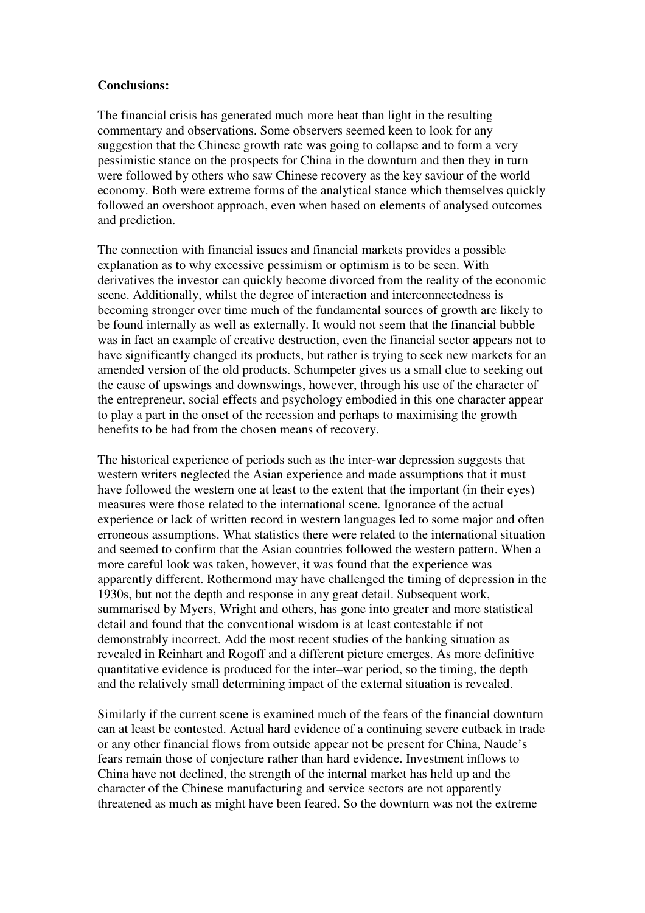**Conclusions:**

The financial crisis has generated much more heat than light in the resulting commentary and observations. Some observers seemed keen to look for any suggestion that the Chinese growth rate was going to collapse and to form a very pessimistic stance on the prospects for China in the downturn and then they in turn were followed by others who saw Chinese recovery as the key saviour of the world economy. Both were extreme forms of the analytical stance which themselves quickly followed an overshoot approach, even when based on elements of analysed outcomes and prediction.

The connection with financial issues and financial markets provides a possible explanation as to why excessive pessimism or optimism is to be seen. With derivatives the investor can quickly become divorced from the reality of the economic scene. Additionally, whilst the degree of interaction and interconnectedness is becoming stronger over time much of the fundamental sources of growth are likely to be found internally as well as externally. It would not seem that the financial bubble was in fact an example of creative destruction, even the financial sector appears not to have significantly changed its products, but rather is trying to seek new markets for an amended version of the old products. Schumpeter gives us a small clue to seeking out the cause of upswings and downswings, however, through his use of the character of the entrepreneur, social effects and psychology embodied in this one character appear to play a part in the onset of the recession and perhaps to maximising the growth benefits to be had from the chosen means of recovery.

The historical experience of periods such as the inter-war depression suggests that western writers neglected the Asian experience and made assumptions that it must have followed the western one at least to the extent that the important (in their eyes) measures were those related to the international scene. Ignorance of the actual experience or lack of written record in western languages led to some major and often erroneous assumptions. What statistics there were related to the international situation and seemed to confirm that the Asian countries followed the western pattern. When a more careful look was taken, however, it was found that the experience was apparently different. Rothermond may have challenged the timing of depression in the 1930s, but not the depth and response in any great detail. Subsequent work, summarised by Myers, Wright and others, has gone into greater and more statistical detail and found that the conventional wisdom is at least contestable if not demonstrably incorrect. Add the most recent studies of the banking situation as revealed in Reinhart and Rogoff and a different picture emerges. As more definitive quantitative evidence is produced for the inter–war period, so the timing, the depth and the relatively small determining impact of the external situation is revealed.

Similarly if the current scene is examined much of the fears of the financial downturn can at least be contested. Actual hard evidence of a continuing severe cutback in trade or any other financial flows from outside appear not be present for China, Naude's fears remain those of conjecture rather than hard evidence. Investment inflows to China have not declined, the strength of the internal market has held up and the character of the Chinese manufacturing and service sectors are not apparently threatened as much as might have been feared. So the downturn was not the extreme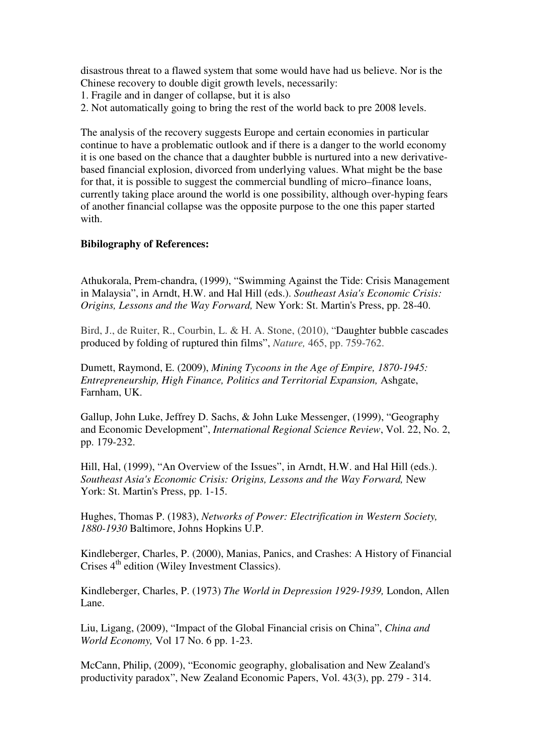disastrous threat to a flawed system that some would have had us believe. Nor is the Chinese recovery to double digit growth levels, necessarily:

1. Fragile and in danger of collapse, but it is also
2. Not automatically going to bring the rest of the world back to pre 2008 levels.

The analysis of the recovery suggests Europe and certain economies in particular continue to have a problematic outlook and if there is a danger to the world economy it is one based on the chance that a daughter bubble is nurtured into a new derivative-based financial explosion, divorced from underlying values. What might be the base for that, it is possible to suggest the commercial bundling of micro–finance loans, currently taking place around the world is one possibility, although over-hyping fears of another financial collapse was the opposite purpose to the one this paper started with.

**Bibilography of References:**

Athukorala, Prem-chandra, (1999), "Swimming Against the Tide: Crisis Management in Malaysia", in Arndt, H.W. and Hal Hill (eds.). *Southeast Asia's Economic Crisis: Origins, Lessons and the Way Forward,* New York: St. Martin's Press, pp. 28-40.

Bird, J., de Ruiter, R., Courbin, L. & H. A. Stone, (2010), "Daughter bubble cascades produced by folding of ruptured thin films", *Nature,* 465, pp. 759-762.

Dumett, Raymond, E. (2009), *Mining Tycoons in the Age of Empire, 1870-1945: Entrepreneurship, High Finance, Politics and Territorial Expansion,* Ashgate, Farnham, UK.

Gallup, John Luke, Jeffrey D. Sachs, & John Luke Messenger, (1999), "Geography and Economic Development", *International Regional Science Review*, Vol. 22, No. 2, pp. 179-232.

Hill, Hal, (1999), "An Overview of the Issues", in Arndt, H.W. and Hal Hill (eds.). *Southeast Asia's Economic Crisis: Origins, Lessons and the Way Forward,* New York: St. Martin's Press, pp. 1-15.

Hughes, Thomas P. (1983), *Networks of Power: Electrification in Western Society, 1880-1930* Baltimore, Johns Hopkins U.P.

Kindleberger, Charles, P. (2000), Manias, Panics, and Crashes: A History of Financial Crises 4th edition (Wiley Investment Classics).

Kindleberger, Charles, P. (1973) *The World in Depression 1929-1939,* London, Allen Lane.

Liu, Ligang, (2009), "Impact of the Global Financial crisis on China", *China and World Economy,* Vol 17 No. 6 pp. 1-23.

McCann, Philip, (2009), "Economic geography, globalisation and New Zealand's productivity paradox", New Zealand Economic Papers, Vol. 43(3), pp. 279 - 314.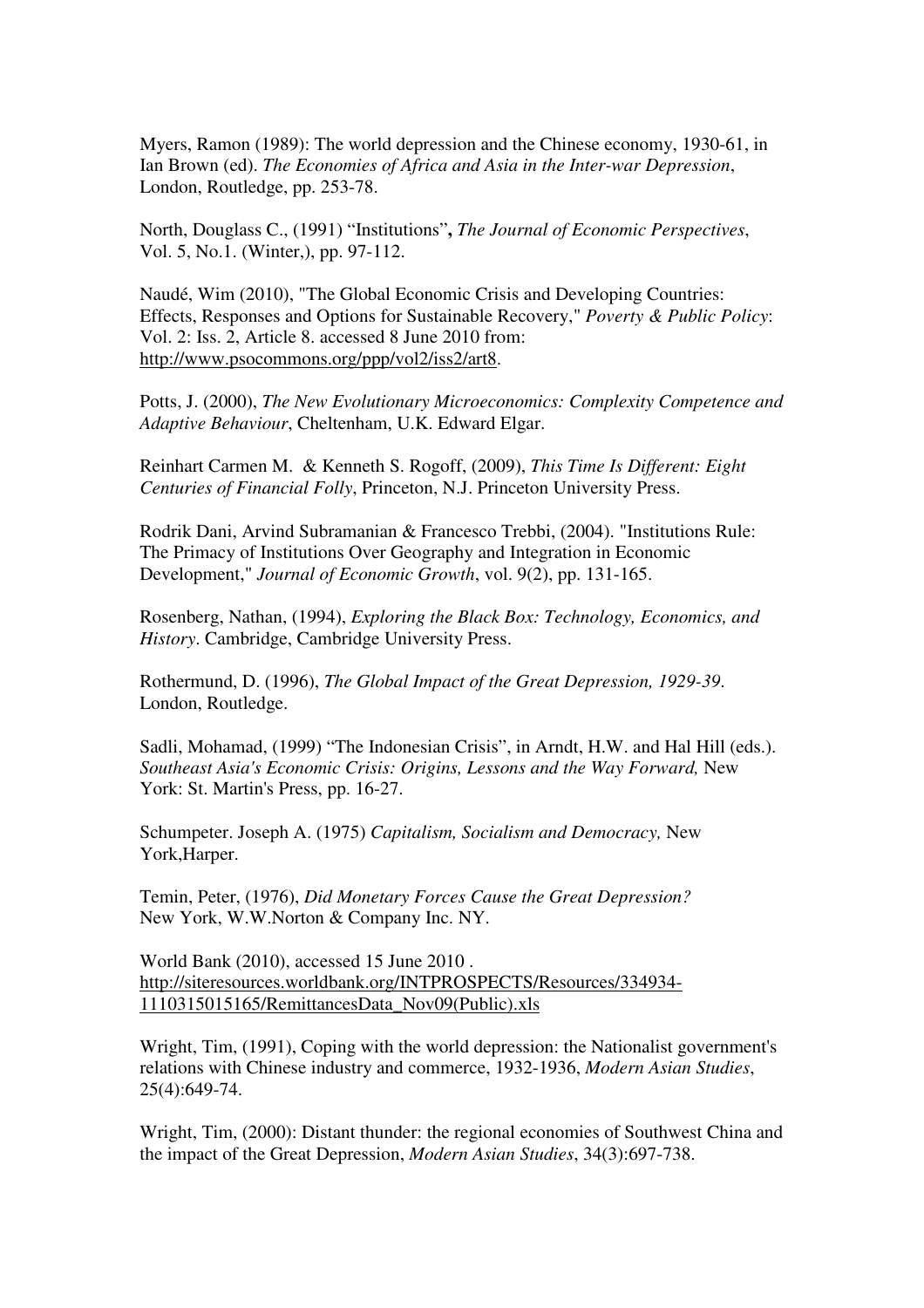Myers, Ramon (1989): The world depression and the Chinese economy, 1930-61, in Ian Brown (ed). *The Economies of Africa and Asia in the Inter-war Depression*, London, Routledge, pp. 253-78.

North, Douglass C., (1991) "Institutions"**,** *The Journal of Economic Perspectives*, Vol. 5, No.1. (Winter,), pp. 97-112.

Naudé, Wim (2010), "The Global Economic Crisis and Developing Countries: Effects, Responses and Options for Sustainable Recovery," *Poverty & Public Policy*: Vol. 2: Iss. 2, Article 8. accessed 8 June 2010 from: http://www.psocommons.org/ppp/vol2/iss2/art8.

Potts, J. (2000), *The New Evolutionary Microeconomics: Complexity Competence and Adaptive Behaviour*, Cheltenham, U.K. Edward Elgar.

Reinhart Carmen M. & Kenneth S. Rogoff, (2009), *This Time Is Different: Eight Centuries of Financial Folly*, Princeton, N.J. Princeton University Press.

Rodrik Dani, Arvind Subramanian & Francesco Trebbi, (2004). "Institutions Rule: The Primacy of Institutions Over Geography and Integration in Economic Development," *Journal of Economic Growth*, vol. 9(2), pp. 131-165.

Rosenberg, Nathan, (1994), *Exploring the Black Box: Technology, Economics, and History*. Cambridge, Cambridge University Press.

Rothermund, D. (1996), *The Global Impact of the Great Depression, 1929-39*. London, Routledge.

Sadli, Mohamad, (1999) "The Indonesian Crisis", in Arndt, H.W. and Hal Hill (eds.). *Southeast Asia's Economic Crisis: Origins, Lessons and the Way Forward,* New York: St. Martin's Press, pp. 16-27.

Schumpeter. Joseph A. (1975) *Capitalism, Socialism and Democracy,* New York,Harper.

Temin, Peter, (1976), *Did Monetary Forces Cause the Great Depression?* New York, W.W.Norton & Company Inc. NY.

World Bank (2010), accessed 15 June 2010 . http://siteresources.worldbank.org/INTPROSPECTS/Resources/334934-1110315015165/RemittancesData_Nov09(Public).xls

Wright, Tim, (1991), Coping with the world depression: the Nationalist government's relations with Chinese industry and commerce, 1932-1936, *Modern Asian Studies*, 25(4):649-74.

Wright, Tim, (2000): Distant thunder: the regional economies of Southwest China and the impact of the Great Depression, *Modern Asian Studies*, 34(3):697-738.